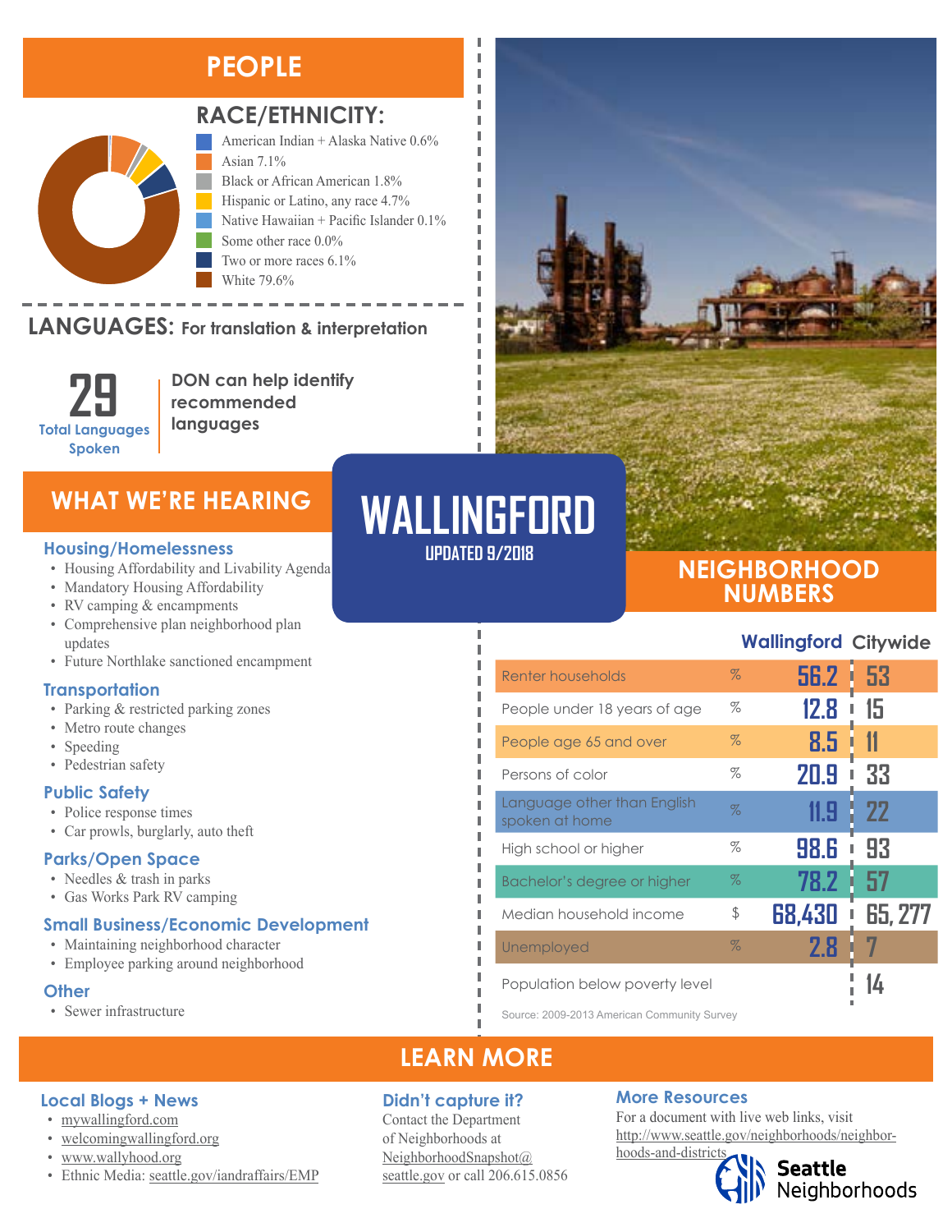# WALLINGFORD

UPDATED 9/2018

## PEOPLE

### RACE/ETHNICITY:

- American Indian + Alaska Native 0.6%
- Asian 7.1%
- Black or African American 1.8%
- Hispanic or Latino, any race 4.7%
- Native Hawaiian + Pacific Islander 0.1%
- Some other race 0.0%
- Two or more races 6.1%
- White 79.6%

### LANGUAGES: For translation & interpretation

**29** Total Languages Spoken

DON can help identify recommended languages

## WHAT WE'RE HEARING

### Housing/Homelessness

- Housing Affordability and Livability Agenda
- Mandatory Housing Affordability
- RV camping & encampments
- Comprehensive plan neighborhood plan updates
- Future Northlake sanctioned encampment

### Transportation

- Parking & restricted parking zones
- Metro route changes
- Speeding
- Pedestrian safety

### Public Safety

- Police response times
- Car prowls, burglary, auto theft

### Parks/Open Space

- Needles & trash in parks
- Gas Works Park RV camping

### Small Business/Economic Development

- Maintaining neighborhood character
- Employee parking around neighborhood

### Other

- Sewer infrastructure

## NEIGHBORHOOD NUMBERS

| | | Wallingford | Citywide |
|---|---|---|---|
| Renter households | % | 56.2 | 53 |
| People under 18 years of age | % | 12.8 | 15 |
| People age 65 and over | % | 8.5 | 11 |
| Persons of color | % | 20.9 | 33 |
| Language other than English spoken at home | % | 11.9 | 22 |
| High school or higher | % | 98.6 | 93 |
| Bachelor's degree or higher | % | 78.2 | 57 |
| Median household income | $ | 68,430 | 65, 277 |
| Unemployed | % | 2.8 | 7 |
| Population below poverty level | | | 14 |

Source: 2009-2013 American Community Survey

## LEARN MORE

### Local Blogs + News

- mywallingford.com
- welcomingwallingford.org
- www.wallyhood.org
- Ethnic Media: seattle.gov/iandraffairs/EMP

### Didn't capture it?

Contact the Department of Neighborhoods at NeighborhoodSnapshot@seattle.gov or call 206.615.0856

### More Resources

For a document with live web links, visit http://www.seattle.gov/neighborhoods/neighborhoods-and-districts

Seattle Neighborhoods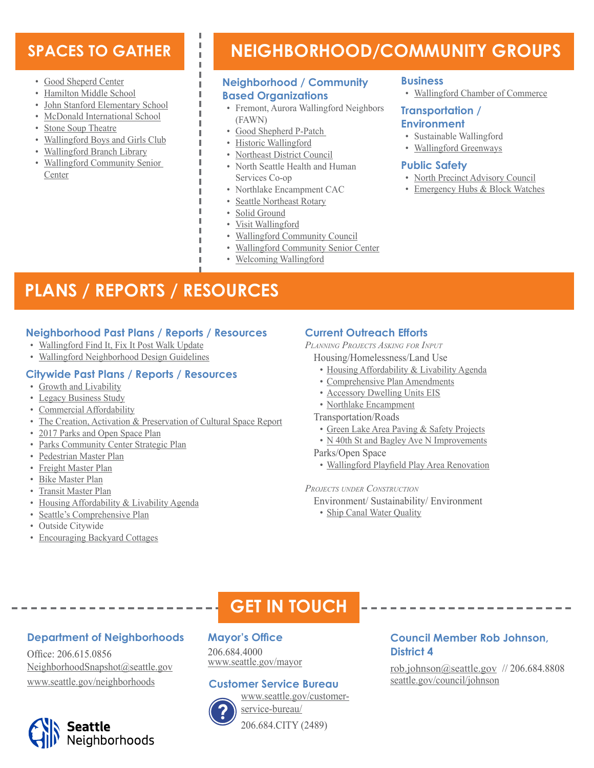## SPACES TO GATHER

- Good Sheperd Center
- Hamilton Middle School
- John Stanford Elementary School
- McDonald International School
- Stone Soup Theatre
- Wallingford Boys and Girls Club
- Wallingford Branch Library
- Wallingford Community Senior Center

## NEIGHBORHOOD/COMMUNITY GROUPS

### Neighborhood / Community Based Organizations

- Fremont, Aurora Wallingford Neighbors (FAWN)
- Good Shepherd P-Patch
- Historic Wallingford
- Northeast District Council
- North Seattle Health and Human Services Co-op
- Northlake Encampment CAC
- Seattle Northeast Rotary
- Solid Ground
- Visit Wallingford
- Wallingford Community Council
- Wallingford Community Senior Center
- Welcoming Wallingford

### Business

- Wallingford Chamber of Commerce

### Transportation / Environment

- Sustainable Wallingford
- Wallingford Greenways

### Public Safety

- North Precinct Advisory Council
- Emergency Hubs & Block Watches

## PLANS / REPORTS / RESOURCES

### Neighborhood Past Plans / Reports / Resources

- Wallingford Find It, Fix It Post Walk Update
- Wallingford Neighborhood Design Guidelines

### Citywide Past Plans / Reports / Resources

- Growth and Livability
- Legacy Business Study
- Commercial Affordability
- The Creation, Activation & Preservation of Cultural Space Report
- 2017 Parks and Open Space Plan
- Parks Community Center Strategic Plan
- Pedestrian Master Plan
- Freight Master Plan
- Bike Master Plan
- Transit Master Plan
- Housing Affordability & Livability Agenda
- Seattle's Comprehensive Plan
- Outside Citywide
- Encouraging Backyard Cottages

### Current Outreach Efforts

*Planning Projects Asking for Input*

Housing/Homelessness/Land Use

- Housing Affordability & Livability Agenda
- Comprehensive Plan Amendments
- Accessory Dwelling Units EIS
- Northlake Encampment

Transportation/Roads

- Green Lake Area Paving & Safety Projects
- N 40th St and Bagley Ave N Improvements

Parks/Open Space

- Wallingford Playfield Play Area Renovation

*Projects under Construction*

Environment/ Sustainability/ Environment

- Ship Canal Water Quality

## GET IN TOUCH

### Department of Neighborhoods

Office: 206.615.0856
NeighborhoodSnapshot@seattle.gov
www.seattle.gov/neighborhoods

Seattle Neighborhoods

### Mayor's Office

206.684.4000
www.seattle.gov/mayor

### Customer Service Bureau

www.seattle.gov/customer-service-bureau/
206.684.CITY (2489)

### Council Member Rob Johnson, District 4

rob.johnson@seattle.gov // 206.684.8808
seattle.gov/council/johnson